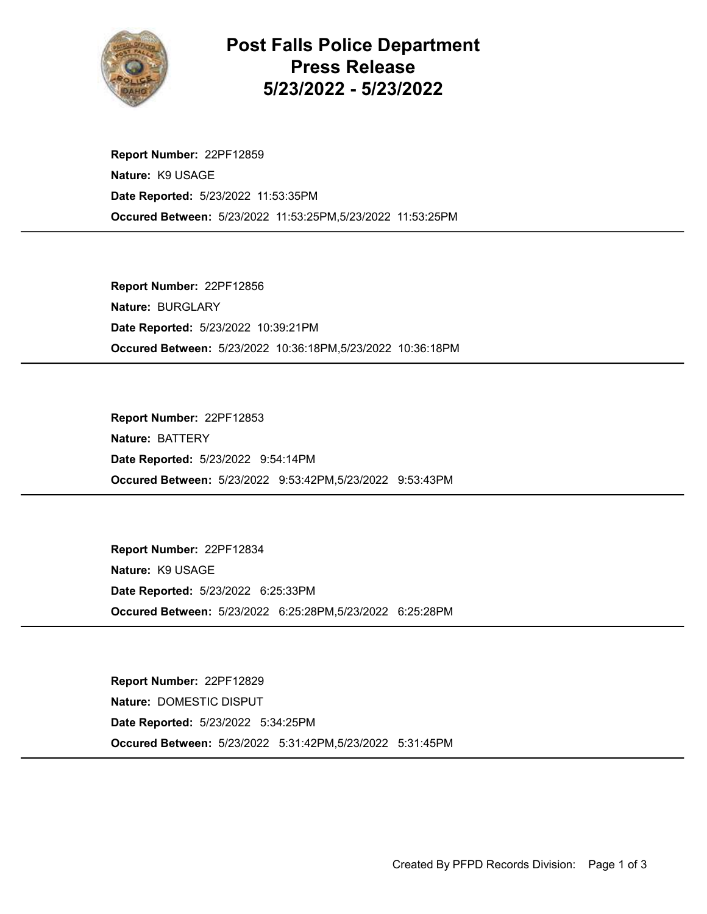# Post Falls Police Department Press Release 5/23/2022 - 5/23/2022

**Report Number:** 22PF12859
**Nature:** K9 USAGE
**Date Reported:** 5/23/2022 11:53:35PM
**Occured Between:** 5/23/2022 11:53:25PM,5/23/2022 11:53:25PM

---

**Report Number:** 22PF12856
**Nature:** BURGLARY
**Date Reported:** 5/23/2022 10:39:21PM
**Occured Between:** 5/23/2022 10:36:18PM,5/23/2022 10:36:18PM

---

**Report Number:** 22PF12853
**Nature:** BATTERY
**Date Reported:** 5/23/2022 9:54:14PM
**Occured Between:** 5/23/2022 9:53:42PM,5/23/2022 9:53:43PM

---

**Report Number:** 22PF12834
**Nature:** K9 USAGE
**Date Reported:** 5/23/2022 6:25:33PM
**Occured Between:** 5/23/2022 6:25:28PM,5/23/2022 6:25:28PM

---

**Report Number:** 22PF12829
**Nature:** DOMESTIC DISPUT
**Date Reported:** 5/23/2022 5:34:25PM
**Occured Between:** 5/23/2022 5:31:42PM,5/23/2022 5:31:45PM

---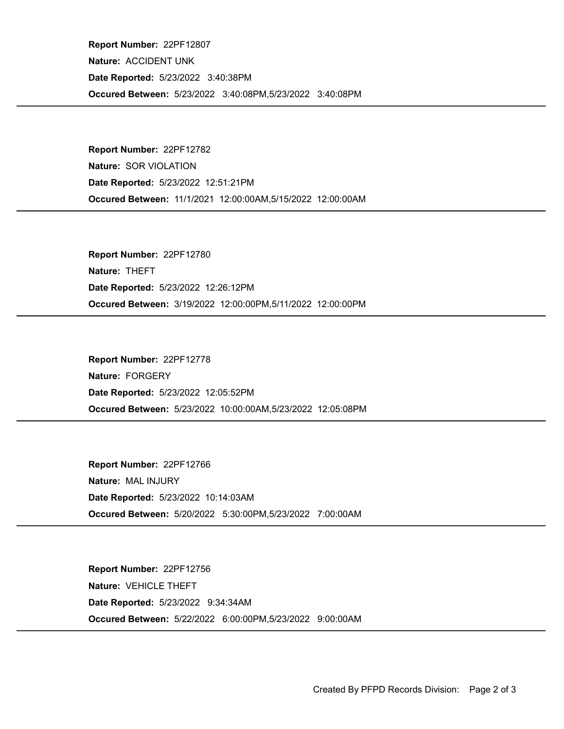**Report Number:** 22PF12807

**Nature:** ACCIDENT UNK

**Date Reported:** 5/23/2022 3:40:38PM

**Occured Between:** 5/23/2022 3:40:08PM,5/23/2022 3:40:08PM

---

**Report Number:** 22PF12782

**Nature:** SOR VIOLATION

**Date Reported:** 5/23/2022 12:51:21PM

**Occured Between:** 11/1/2021 12:00:00AM,5/15/2022 12:00:00AM

---

**Report Number:** 22PF12780

**Nature:** THEFT

**Date Reported:** 5/23/2022 12:26:12PM

**Occured Between:** 3/19/2022 12:00:00PM,5/11/2022 12:00:00PM

---

**Report Number:** 22PF12778

**Nature:** FORGERY

**Date Reported:** 5/23/2022 12:05:52PM

**Occured Between:** 5/23/2022 10:00:00AM,5/23/2022 12:05:08PM

---

**Report Number:** 22PF12766

**Nature:** MAL INJURY

**Date Reported:** 5/23/2022 10:14:03AM

**Occured Between:** 5/20/2022 5:30:00PM,5/23/2022 7:00:00AM

---

**Report Number:** 22PF12756

**Nature:** VEHICLE THEFT

**Date Reported:** 5/23/2022 9:34:34AM

**Occured Between:** 5/22/2022 6:00:00PM,5/23/2022 9:00:00AM

---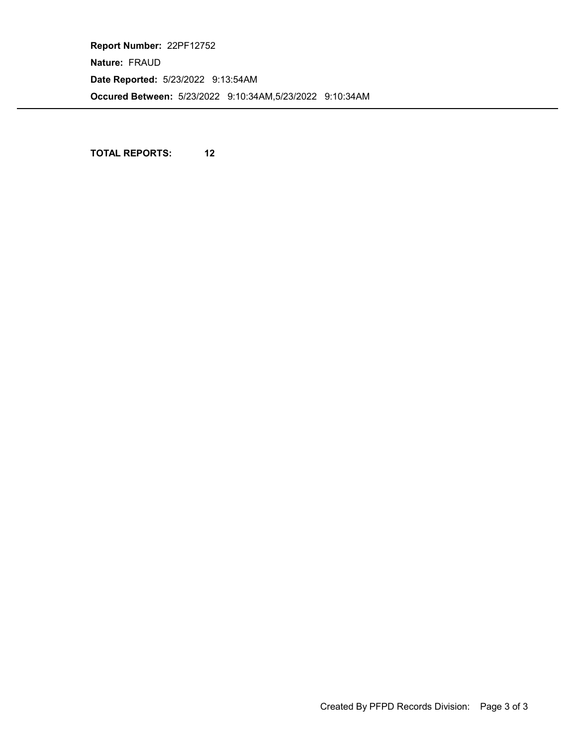**Report Number:** 22PF12752

**Nature:** FRAUD

**Date Reported:** 5/23/2022 9:13:54AM

**Occured Between:** 5/23/2022 9:10:34AM,5/23/2022 9:10:34AM

---

**TOTAL REPORTS: 12**